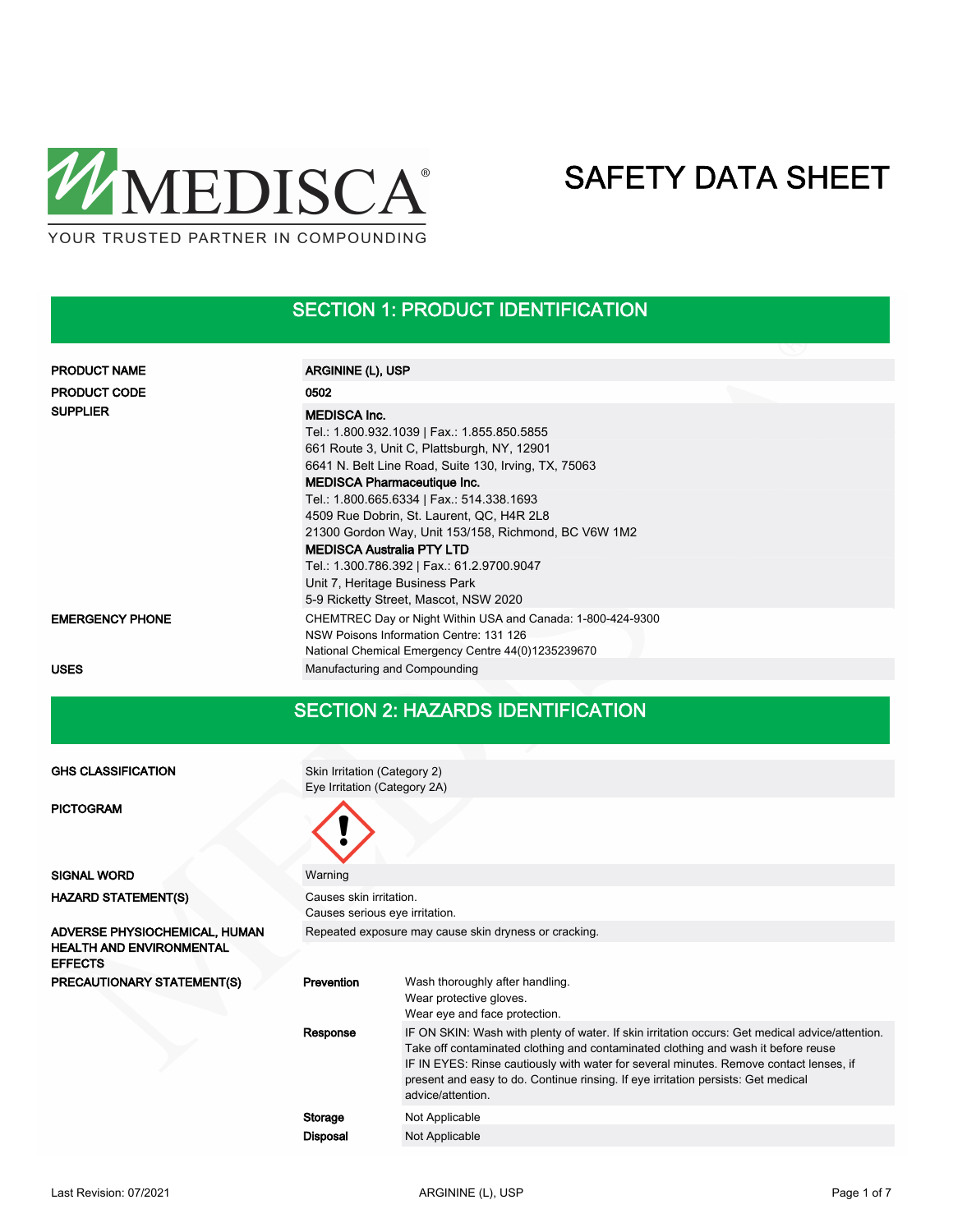MEDISCA®

YOUR TRUSTED PARTNER IN COMPOUNDING

# SAFETY DATA SHEET

## SECTION 1: PRODUCT IDENTIFICATION

| | |
|---|---|
| **PRODUCT NAME** | **ARGININE (L), USP** |
| **PRODUCT CODE** | **0502** |
| **SUPPLIER** | **MEDISCA Inc.**<br>Tel.: 1.800.932.1039 \| Fax.: 1.855.850.5855<br>661 Route 3, Unit C, Plattsburgh, NY, 12901<br>6641 N. Belt Line Road, Suite 130, Irving, TX, 75063<br>**MEDISCA Pharmaceutique Inc.**<br>Tel.: 1.800.665.6334 \| Fax.: 514.338.1693<br>4509 Rue Dobrin, St. Laurent, QC, H4R 2L8<br>21300 Gordon Way, Unit 153/158, Richmond, BC V6W 1M2<br>**MEDISCA Australia PTY LTD**<br>Tel.: 1.300.786.392 \| Fax.: 61.2.9700.9047<br>Unit 7, Heritage Business Park<br>5-9 Ricketty Street, Mascot, NSW 2020 |
| **EMERGENCY PHONE** | CHEMTREC Day or Night Within USA and Canada: 1-800-424-9300<br>NSW Poisons Information Centre: 131 126<br>National Chemical Emergency Centre 44(0)1235239670 |
| **USES** | Manufacturing and Compounding |

## SECTION 2: HAZARDS IDENTIFICATION

| | | |
|---|---|---|
| **GHS CLASSIFICATION** | Skin Irritation (Category 2)<br>Eye Irritation (Category 2A) | |
| **PICTOGRAM** | | |
| **SIGNAL WORD** | Warning | |
| **HAZARD STATEMENT(S)** | Causes skin irritation.<br>Causes serious eye irritation. | |
| **ADVERSE PHYSIOCHEMICAL, HUMAN HEALTH AND ENVIRONMENTAL EFFECTS** | Repeated exposure may cause skin dryness or cracking. | |
| **PRECAUTIONARY STATEMENT(S)** | **Prevention** | Wash thoroughly after handling.<br>Wear protective gloves.<br>Wear eye and face protection. |
| | **Response** | IF ON SKIN: Wash with plenty of water. If skin irritation occurs: Get medical advice/attention. Take off contaminated clothing and contaminated clothing and wash it before reuse<br>IF IN EYES: Rinse cautiously with water for several minutes. Remove contact lenses, if present and easy to do. Continue rinsing. If eye irritation persists: Get medical advice/attention. |
| | **Storage** | Not Applicable |
| | **Disposal** | Not Applicable |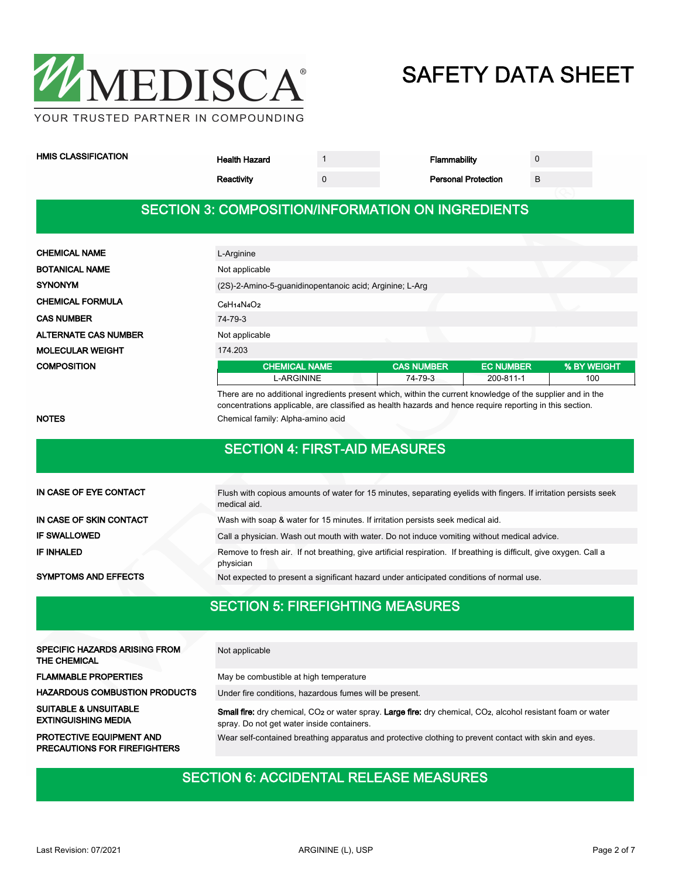**HMIS CLASSIFICATION**

| Health Hazard | 1 | Flammability | 0 |
|---|---|---|---|
| Reactivity | 0 | Personal Protection | B |

## SECTION 3: COMPOSITION/INFORMATION ON INGREDIENTS

**CHEMICAL NAME**: L-Arginine

**BOTANICAL NAME**: Not applicable

**SYNONYM**: (2S)-2-Amino-5-guanidinopentanoic acid; Arginine; L-Arg

**CHEMICAL FORMULA**: $C_6H_{14}N_4O_2$

**CAS NUMBER**: 74-79-3

**ALTERNATE CAS NUMBER**: Not applicable

**MOLECULAR WEIGHT**: 174.203

**COMPOSITION**

| CHEMICAL NAME | CAS NUMBER | EC NUMBER | % BY WEIGHT |
|---|---|---|---|
| L-ARGININE | 74-79-3 | 200-811-1 | 100 |

There are no additional ingredients present which, within the current knowledge of the supplier and in the concentrations applicable, are classified as health hazards and hence require reporting in this section.

**NOTES**: Chemical family: Alpha-amino acid

## SECTION 4: FIRST-AID MEASURES

**IN CASE OF EYE CONTACT**: Flush with copious amounts of water for 15 minutes, separating eyelids with fingers. If irritation persists seek medical aid.

**IN CASE OF SKIN CONTACT**: Wash with soap & water for 15 minutes. If irritation persists seek medical aid.

**IF SWALLOWED**: Call a physician. Wash out mouth with water. Do not induce vomiting without medical advice.

**IF INHALED**: Remove to fresh air. If not breathing, give artificial respiration. If breathing is difficult, give oxygen. Call a physician

**SYMPTOMS AND EFFECTS**: Not expected to present a significant hazard under anticipated conditions of normal use.

## SECTION 5: FIREFIGHTING MEASURES

**SPECIFIC HAZARDS ARISING FROM THE CHEMICAL**: Not applicable

**FLAMMABLE PROPERTIES**: May be combustible at high temperature

**HAZARDOUS COMBUSTION PRODUCTS**: Under fire conditions, hazardous fumes will be present.

**SUITABLE & UNSUITABLE EXTINGUISHING MEDIA**: **Small fire:** dry chemical, $CO_2$ or water spray. **Large fire:** dry chemical, $CO_2$, alcohol resistant foam or water spray. Do not get water inside containers.

**PROTECTIVE EQUIPMENT AND PRECAUTIONS FOR FIREFIGHTERS**: Wear self-contained breathing apparatus and protective clothing to prevent contact with skin and eyes.

## SECTION 6: ACCIDENTAL RELEASE MEASURES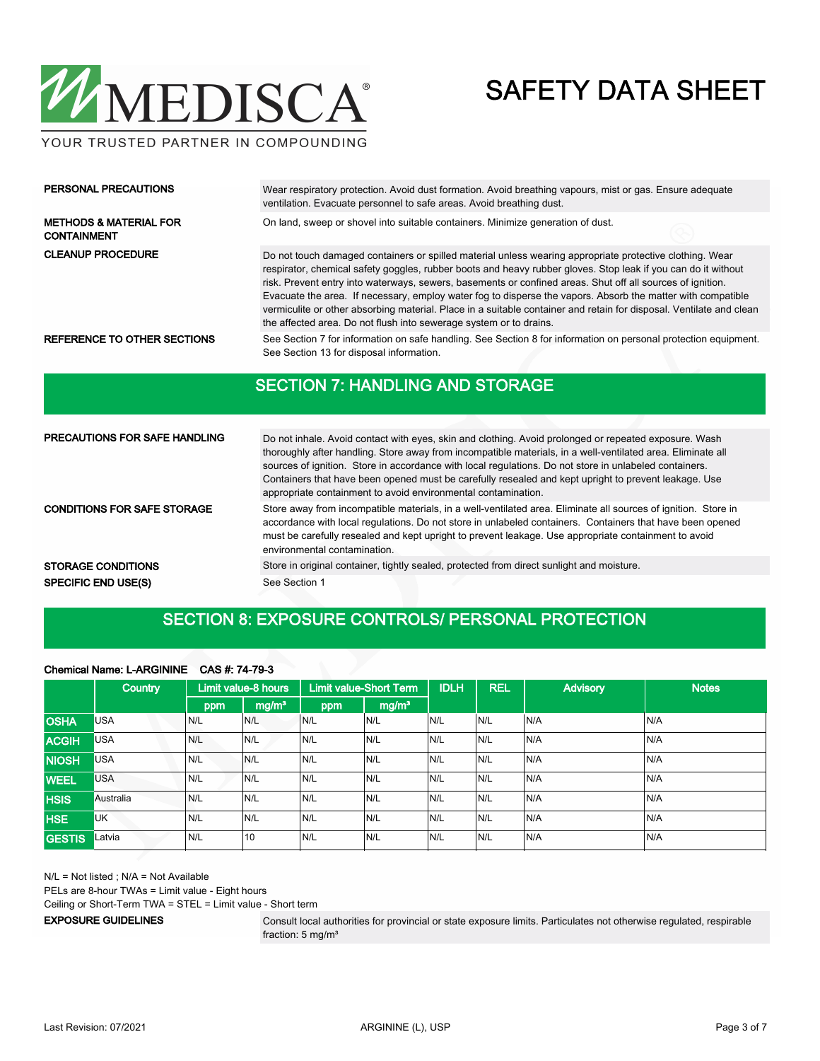**PERSONAL PRECAUTIONS**
Wear respiratory protection. Avoid dust formation. Avoid breathing vapours, mist or gas. Ensure adequate ventilation. Evacuate personnel to safe areas. Avoid breathing dust.

**METHODS & MATERIAL FOR CONTAINMENT**
On land, sweep or shovel into suitable containers. Minimize generation of dust.

**CLEANUP PROCEDURE**
Do not touch damaged containers or spilled material unless wearing appropriate protective clothing. Wear respirator, chemical safety goggles, rubber boots and heavy rubber gloves. Stop leak if you can do it without risk. Prevent entry into waterways, sewers, basements or confined areas. Shut off all sources of ignition. Evacuate the area. If necessary, employ water fog to disperse the vapors. Absorb the matter with compatible vermiculite or other absorbing material. Place in a suitable container and retain for disposal. Ventilate and clean the affected area. Do not flush into sewerage system or to drains.

**REFERENCE TO OTHER SECTIONS**
See Section 7 for information on safe handling. See Section 8 for information on personal protection equipment. See Section 13 for disposal information.

## SECTION 7: HANDLING AND STORAGE

**PRECAUTIONS FOR SAFE HANDLING**
Do not inhale. Avoid contact with eyes, skin and clothing. Avoid prolonged or repeated exposure. Wash thoroughly after handling. Store away from incompatible materials, in a well-ventilated area. Eliminate all sources of ignition. Store in accordance with local regulations. Do not store in unlabeled containers. Containers that have been opened must be carefully resealed and kept upright to prevent leakage. Use appropriate containment to avoid environmental contamination.

**CONDITIONS FOR SAFE STORAGE**
Store away from incompatible materials, in a well-ventilated area. Eliminate all sources of ignition. Store in accordance with local regulations. Do not store in unlabeled containers. Containers that have been opened must be carefully resealed and kept upright to prevent leakage. Use appropriate containment to avoid environmental contamination.

**STORAGE CONDITIONS**
Store in original container, tightly sealed, protected from direct sunlight and moisture.

**SPECIFIC END USE(S)**
See Section 1

## SECTION 8: EXPOSURE CONTROLS/ PERSONAL PROTECTION

**Chemical Name: L-ARGININE CAS #: 74-79-3**

| | Country | Limit value-8 hours | | Limit value-Short Term | | IDLH | REL | Advisory | Notes |
|---|---|---|---|---|---|---|---|---|---|
| | | ppm | mg/m³ | ppm | mg/m³ | | | | |
| OSHA | USA | N/L | N/L | N/L | N/L | N/L | N/L | N/A | N/A |
| ACGIH | USA | N/L | N/L | N/L | N/L | N/L | N/L | N/A | N/A |
| NIOSH | USA | N/L | N/L | N/L | N/L | N/L | N/L | N/A | N/A |
| WEEL | USA | N/L | N/L | N/L | N/L | N/L | N/L | N/A | N/A |
| HSIS | Australia | N/L | N/L | N/L | N/L | N/L | N/L | N/A | N/A |
| HSE | UK | N/L | N/L | N/L | N/L | N/L | N/L | N/A | N/A |
| GESTIS | Latvia | N/L | 10 | N/L | N/L | N/L | N/L | N/A | N/A |

N/L = Not listed ; N/A = Not Available
PELs are 8-hour TWAs = Limit value - Eight hours
Ceiling or Short-Term TWA = STEL = Limit value - Short term

**EXPOSURE GUIDELINES**
Consult local authorities for provincial or state exposure limits. Particulates not otherwise regulated, respirable fraction: 5 mg/m³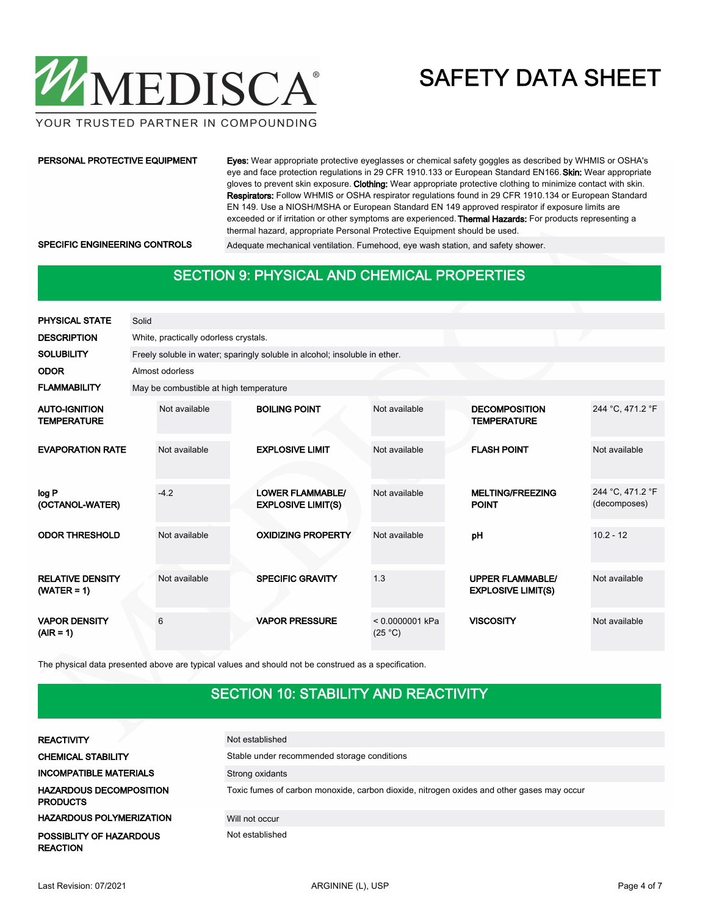| | |
|---|---|
| **PERSONAL PROTECTIVE EQUIPMENT** | **Eyes:** Wear appropriate protective eyeglasses or chemical safety goggles as described by WHMIS or OSHA's eye and face protection regulations in 29 CFR 1910.133 or European Standard EN166. **Skin:** Wear appropriate gloves to prevent skin exposure. **Clothing:** Wear appropriate protective clothing to minimize contact with skin. **Respirators:** Follow WHMIS or OSHA respirator regulations found in 29 CFR 1910.134 or European Standard EN 149. Use a NIOSH/MSHA or European Standard EN 149 approved respirator if exposure limits are exceeded or if irritation or other symptoms are experienced. **Thermal Hazards:** For products representing a thermal hazard, appropriate Personal Protective Equipment should be used. |
| **SPECIFIC ENGINEERING CONTROLS** | Adequate mechanical ventilation. Fumehood, eye wash station, and safety shower. |

## SECTION 9: PHYSICAL AND CHEMICAL PROPERTIES

| | |
|---|---|
| **PHYSICAL STATE** | Solid |
| **DESCRIPTION** | White, practically odorless crystals. |
| **SOLUBILITY** | Freely soluble in water; sparingly soluble in alcohol; insoluble in ether. |
| **ODOR** | Almost odorless |
| **FLAMMABILITY** | May be combustible at high temperature |

| | | | | | |
|---|---|---|---|---|---|
| **AUTO-IGNITION TEMPERATURE** | Not available | **BOILING POINT** | Not available | **DECOMPOSITION TEMPERATURE** | 244 °C, 471.2 °F |
| **EVAPORATION RATE** | Not available | **EXPLOSIVE LIMIT** | Not available | **FLASH POINT** | Not available |
| **log P (OCTANOL-WATER)** | -4.2 | **LOWER FLAMMABLE/ EXPLOSIVE LIMIT(S)** | Not available | **MELTING/FREEZING POINT** | 244 °C, 471.2 °F (decomposes) |
| **ODOR THRESHOLD** | Not available | **OXIDIZING PROPERTY** | Not available | **pH** | 10.2 - 12 |
| **RELATIVE DENSITY (WATER = 1)** | Not available | **SPECIFIC GRAVITY** | 1.3 | **UPPER FLAMMABLE/ EXPLOSIVE LIMIT(S)** | Not available |
| **VAPOR DENSITY (AIR = 1)** | 6 | **VAPOR PRESSURE** | < 0.0000001 kPa (25 °C) | **VISCOSITY** | Not available |

The physical data presented above are typical values and should not be construed as a specification.

## SECTION 10: STABILITY AND REACTIVITY

| | |
|---|---|
| **REACTIVITY** | Not established |
| **CHEMICAL STABILITY** | Stable under recommended storage conditions |
| **INCOMPATIBLE MATERIALS** | Strong oxidants |
| **HAZARDOUS DECOMPOSITION PRODUCTS** | Toxic fumes of carbon monoxide, carbon dioxide, nitrogen oxides and other gases may occur |
| **HAZARDOUS POLYMERIZATION** | Will not occur |
| **POSSIBLITY OF HAZARDOUS REACTION** | Not established |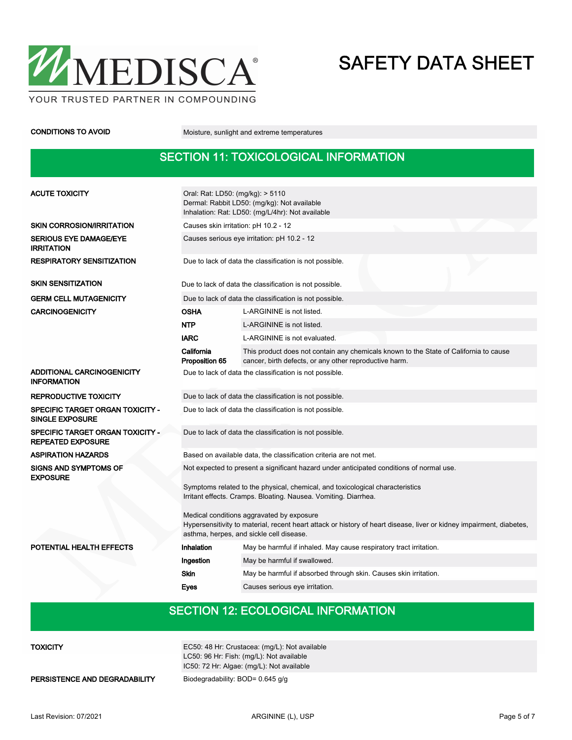| | |
|---|---|
| **CONDITIONS TO AVOID** | Moisture, sunlight and extreme temperatures |

## SECTION 11: TOXICOLOGICAL INFORMATION

| | | |
|---|---|---|
| **ACUTE TOXICITY** | Oral: Rat: LD50: (mg/kg): > 5110<br>Dermal: Rabbit LD50: (mg/kg): Not available<br>Inhalation: Rat: LD50: (mg/L/4hr): Not available | |
| **SKIN CORROSION/IRRITATION** | Causes skin irritation: pH 10.2 - 12 | |
| **SERIOUS EYE DAMAGE/EYE IRRITATION** | Causes serious eye irritation: pH 10.2 - 12 | |
| **RESPIRATORY SENSITIZATION** | Due to lack of data the classification is not possible. | |
| **SKIN SENSITIZATION** | Due to lack of data the classification is not possible. | |
| **GERM CELL MUTAGENICITY** | Due to lack of data the classification is not possible. | |
| **CARCINOGENICITY** | **OSHA** | L-ARGININE is not listed. |
| | **NTP** | L-ARGININE is not listed. |
| | **IARC** | L-ARGININE is not evaluated. |
| | **California Proposition 65** | This product does not contain any chemicals known to the State of California to cause cancer, birth defects, or any other reproductive harm. |
| **ADDITIONAL CARCINOGENICITY INFORMATION** | Due to lack of data the classification is not possible. | |
| **REPRODUCTIVE TOXICITY** | Due to lack of data the classification is not possible. | |
| **SPECIFIC TARGET ORGAN TOXICITY - SINGLE EXPOSURE** | Due to lack of data the classification is not possible. | |
| **SPECIFIC TARGET ORGAN TOXICITY - REPEATED EXPOSURE** | Due to lack of data the classification is not possible. | |
| **ASPIRATION HAZARDS** | Based on available data, the classification criteria are not met. | |
| **SIGNS AND SYMPTOMS OF EXPOSURE** | Not expected to present a significant hazard under anticipated conditions of normal use.<br><br>Symptoms related to the physical, chemical, and toxicological characteristics<br>Irritant effects. Cramps. Bloating. Nausea. Vomiting. Diarrhea.<br><br>Medical conditions aggravated by exposure<br>Hypersensitivity to material, recent heart attack or history of heart disease, liver or kidney impairment, diabetes, asthma, herpes, and sickle cell disease. | |
| **POTENTIAL HEALTH EFFECTS** | **Inhalation** | May be harmful if inhaled. May cause respiratory tract irritation. |
| | **Ingestion** | May be harmful if swallowed. |
| | **Skin** | May be harmful if absorbed through skin. Causes skin irritation. |
| | **Eyes** | Causes serious eye irritation. |

## SECTION 12: ECOLOGICAL INFORMATION

| | |
|---|---|
| **TOXICITY** | EC50: 48 Hr: Crustacea: (mg/L): Not available<br>LC50: 96 Hr: Fish: (mg/L): Not available<br>IC50: 72 Hr: Algae: (mg/L): Not available |
| **PERSISTENCE AND DEGRADABILITY** | Biodegradability: BOD= 0.645 g/g |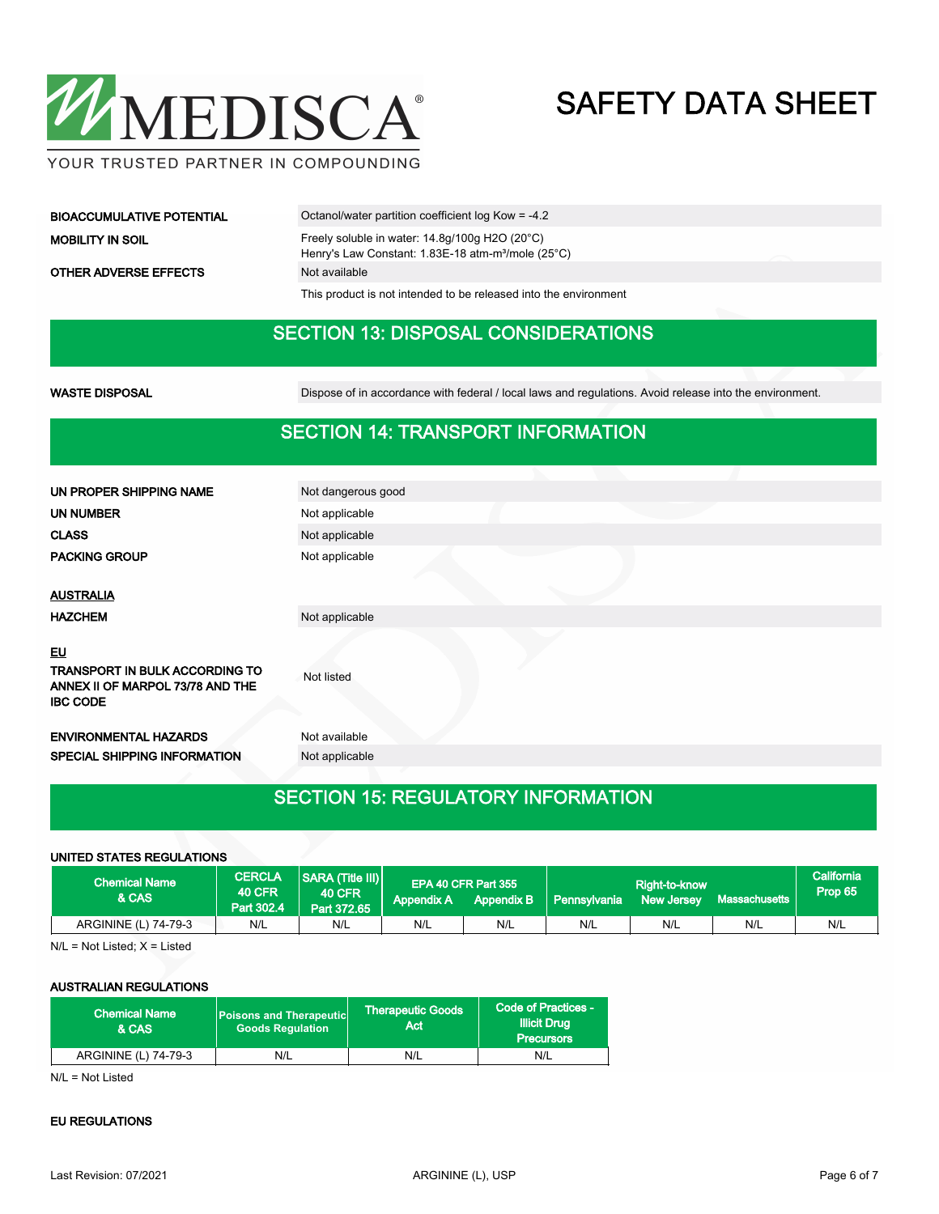| | |
|---|---|
| **BIOACCUMULATIVE POTENTIAL** | Octanol/water partition coefficient log Kow = -4.2 |
| **MOBILITY IN SOIL** | Freely soluble in water: 14.8g/100g $H_2O$ (20°C)<br>Henry's Law Constant: 1.83E-18 atm-m³/mole (25°C) |
| **OTHER ADVERSE EFFECTS** | Not available |
| | This product is not intended to be released into the environment |

## SECTION 13: DISPOSAL CONSIDERATIONS

| | |
|---|---|
| **WASTE DISPOSAL** | Dispose of in accordance with federal / local laws and regulations. Avoid release into the environment. |

## SECTION 14: TRANSPORT INFORMATION

| | |
|---|---|
| **UN PROPER SHIPPING NAME** | Not dangerous good |
| **UN NUMBER** | Not applicable |
| **CLASS** | Not applicable |
| **PACKING GROUP** | Not applicable |

**AUSTRALIA**

| | |
|---|---|
| **HAZCHEM** | Not applicable |

**EU**

| | |
|---|---|
| **TRANSPORT IN BULK ACCORDING TO ANNEX II OF MARPOL 73/78 AND THE IBC CODE** | Not listed |
| **ENVIRONMENTAL HAZARDS** | Not available |
| **SPECIAL SHIPPING INFORMATION** | Not applicable |

## SECTION 15: REGULATORY INFORMATION

**UNITED STATES REGULATIONS**

| Chemical Name & CAS | CERCLA 40 CFR Part 302.4 | SARA (Title III) 40 CFR Part 372.65 | EPA 40 CFR Part 355 | | Right-to-know | | | California Prop 65 |
|---|---|---|---|---|---|---|---|---|
| | | | Appendix A | Appendix B | Pennsylvania | New Jersey | Massachusetts | |
| ARGININE (L) 74-79-3 | N/L | N/L | N/L | N/L | N/L | N/L | N/L | N/L |

N/L = Not Listed; X = Listed

**AUSTRALIAN REGULATIONS**

| Chemical Name & CAS | Poisons and Therapeutic Goods Regulation | Therapeutic Goods Act | Code of Practices - Illicit Drug Precursors |
|---|---|---|---|
| ARGININE (L) 74-79-3 | N/L | N/L | N/L |

N/L = Not Listed

**EU REGULATIONS**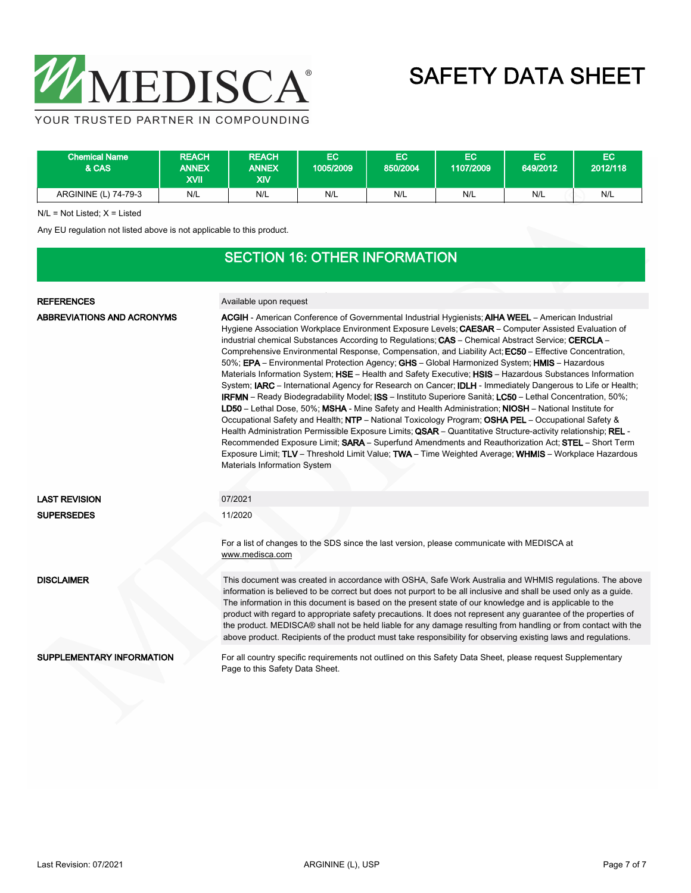| Chemical Name & CAS | REACH ANNEX XVII | REACH ANNEX XIV | EC 1005/2009 | EC 850/2004 | EC 1107/2009 | EC 649/2012 | EC 2012/118 |
|---|---|---|---|---|---|---|---|
| ARGININE (L) 74-79-3 | N/L | N/L | N/L | N/L | N/L | N/L | N/L |

N/L = Not Listed; X = Listed

Any EU regulation not listed above is not applicable to this product.

## SECTION 16: OTHER INFORMATION

**REFERENCES**

Available upon request

**ABBREVIATIONS AND ACRONYMS**

**ACGIH** - American Conference of Governmental Industrial Hygienists; **AIHA WEEL** – American Industrial Hygiene Association Workplace Environment Exposure Levels; **CAESAR** – Computer Assisted Evaluation of industrial chemical Substances According to Regulations; **CAS** – Chemical Abstract Service; **CERCLA** – Comprehensive Environmental Response, Compensation, and Liability Act; **EC50** – Effective Concentration, 50%; **EPA** – Environmental Protection Agency; **GHS** – Global Harmonized System; **HMIS** – Hazardous Materials Information System; **HSE** – Health and Safety Executive; **HSIS** – Hazardous Substances Information System; **IARC** – International Agency for Research on Cancer; **IDLH** - Immediately Dangerous to Life or Health; **IRFMN** – Ready Biodegradability Model; **ISS** – Instituto Superiore Sanità; **LC50** – Lethal Concentration, 50%; **LD50** – Lethal Dose, 50%; **MSHA** - Mine Safety and Health Administration; **NIOSH** – National Institute for Occupational Safety and Health; **NTP** – National Toxicology Program; **OSHA PEL** – Occupational Safety & Health Administration Permissible Exposure Limits; **QSAR** – Quantitative Structure-activity relationship; **REL** - Recommended Exposure Limit; **SARA** – Superfund Amendments and Reauthorization Act; **STEL** – Short Term Exposure Limit; **TLV** – Threshold Limit Value; **TWA** – Time Weighted Average; **WHMIS** – Workplace Hazardous Materials Information System

**LAST REVISION**

07/2021

**SUPERSEDES**

11/2020

For a list of changes to the SDS since the last version, please communicate with MEDISCA at www.medisca.com

**DISCLAIMER**

This document was created in accordance with OSHA, Safe Work Australia and WHMIS regulations. The above information is believed to be correct but does not purport to be all inclusive and shall be used only as a guide. The information in this document is based on the present state of our knowledge and is applicable to the product with regard to appropriate safety precautions. It does not represent any guarantee of the properties of the product. MEDISCA® shall not be held liable for any damage resulting from handling or from contact with the above product. Recipients of the product must take responsibility for observing existing laws and regulations.

**SUPPLEMENTARY INFORMATION**

For all country specific requirements not outlined on this Safety Data Sheet, please request Supplementary Page to this Safety Data Sheet.